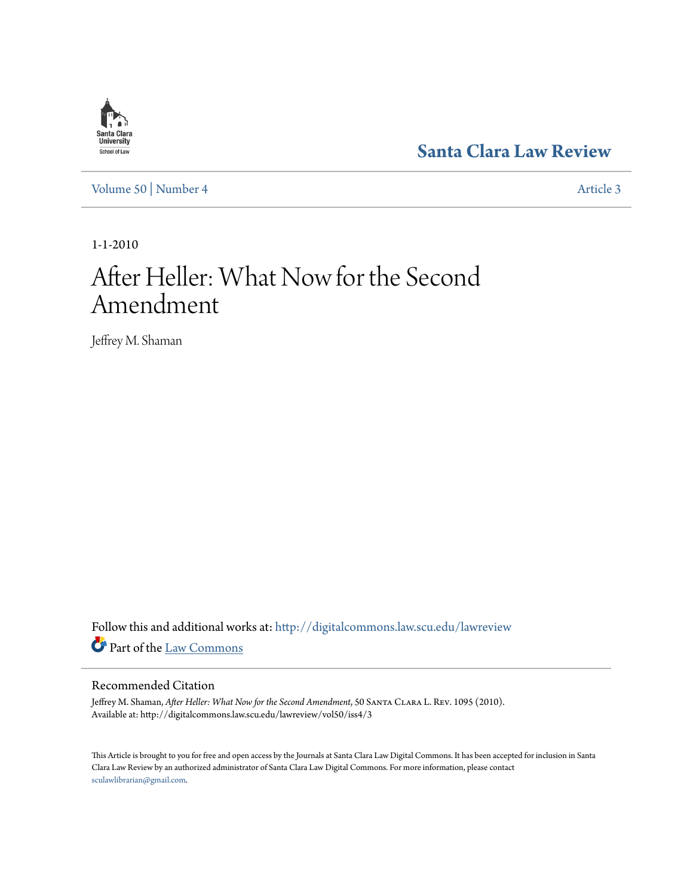Santa Clara Law Review

Volume 50 | Number 4 Article 3

1-1-2010

# After Heller: What Now for the Second Amendment

Jeffrey M. Shaman

Follow this and additional works at: http://digitalcommons.law.scu.edu/lawreview

Part of the Law Commons

## Recommended Citation

Jeffrey M. Shaman, *After Heller: What Now for the Second Amendment*, 50 Santa Clara L. Rev. 1095 (2010).
Available at: http://digitalcommons.law.scu.edu/lawreview/vol50/iss4/3

This Article is brought to you for free and open access by the Journals at Santa Clara Law Digital Commons. It has been accepted for inclusion in Santa Clara Law Review by an authorized administrator of Santa Clara Law Digital Commons. For more information, please contact sculawlibrarian@gmail.com.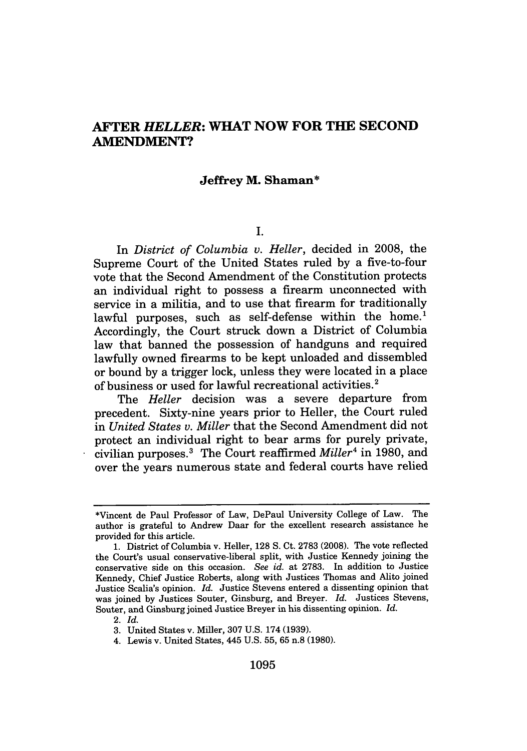# AFTER *HELLER*: WHAT NOW FOR THE SECOND AMENDMENT?

**Jeffrey M. Shaman***

I.

In *District of Columbia v. Heller*, decided in 2008, the Supreme Court of the United States ruled by a five-to-four vote that the Second Amendment of the Constitution protects an individual right to possess a firearm unconnected with service in a militia, and to use that firearm for traditionally lawful purposes, such as self-defense within the home.[1] Accordingly, the Court struck down a District of Columbia law that banned the possession of handguns and required lawfully owned firearms to be kept unloaded and dissembled or bound by a trigger lock, unless they were located in a place of business or used for lawful recreational activities.[2]

The *Heller* decision was a severe departure from precedent. Sixty-nine years prior to Heller, the Court ruled in *United States v. Miller* that the Second Amendment did not protect an individual right to bear arms for purely private, civilian purposes.[3] The Court reaffirmed *Miller*[4] in 1980, and over the years numerous state and federal courts have relied

---

*Vincent de Paul Professor of Law, DePaul University College of Law. The author is grateful to Andrew Daar for the excellent research assistance he provided for this article.

1. District of Columbia v. Heller, 128 S. Ct. 2783 (2008). The vote reflected the Court's usual conservative-liberal split, with Justice Kennedy joining the conservative side on this occasion. *See id.* at 2783. In addition to Justice Kennedy, Chief Justice Roberts, along with Justices Thomas and Alito joined Justice Scalia's opinion. *Id.* Justice Stevens entered a dissenting opinion that was joined by Justices Souter, Ginsburg, and Breyer. *Id.* Justices Stevens, Souter, and Ginsburg joined Justice Breyer in his dissenting opinion. *Id.*

2. *Id.*

3. United States v. Miller, 307 U.S. 174 (1939).

4. Lewis v. United States, 445 U.S. 55, 65 n.8 (1980).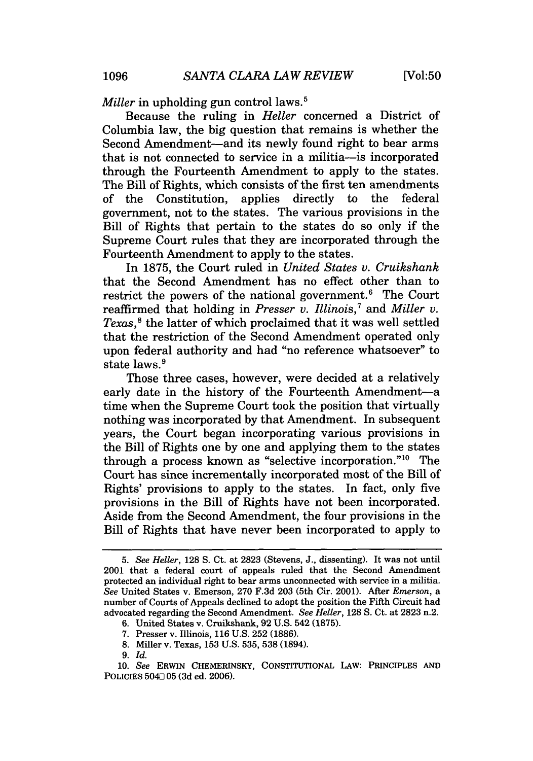*Miller* in upholding gun control laws.[5]

Because the ruling in *Heller* concerned a District of Columbia law, the big question that remains is whether the Second Amendment—and its newly found right to bear arms that is not connected to service in a militia—is incorporated through the Fourteenth Amendment to apply to the states. The Bill of Rights, which consists of the first ten amendments of the Constitution, applies directly to the federal government, not to the states. The various provisions in the Bill of Rights that pertain to the states do so only if the Supreme Court rules that they are incorporated through the Fourteenth Amendment to apply to the states.

In 1875, the Court ruled in *United States v. Cruikshank* that the Second Amendment has no effect other than to restrict the powers of the national government.[6] The Court reaffirmed that holding in *Presser v. Illinois*,[7] and *Miller v. Texas*,[8] the latter of which proclaimed that it was well settled that the restriction of the Second Amendment operated only upon federal authority and had "no reference whatsoever" to state laws.[9]

Those three cases, however, were decided at a relatively early date in the history of the Fourteenth Amendment—a time when the Supreme Court took the position that virtually nothing was incorporated by that Amendment. In subsequent years, the Court began incorporating various provisions in the Bill of Rights one by one and applying them to the states through a process known as "selective incorporation."[10] The Court has since incrementally incorporated most of the Bill of Rights' provisions to apply to the states. In fact, only five provisions in the Bill of Rights have not been incorporated. Aside from the Second Amendment, the four provisions in the Bill of Rights that have never been incorporated to apply to

---

5. *See Heller*, 128 S. Ct. at 2823 (Stevens, J., dissenting). It was not until 2001 that a federal court of appeals ruled that the Second Amendment protected an individual right to bear arms unconnected with service in a militia. *See* United States v. Emerson, 270 F.3d 203 (5th Cir. 2001). After *Emerson*, a number of Courts of Appeals declined to adopt the position the Fifth Circuit had advocated regarding the Second Amendment. *See Heller*, 128 S. Ct. at 2823 n.2.

6. United States v. Cruikshank, 92 U.S. 542 (1875).

7. Presser v. Illinois, 116 U.S. 252 (1886).

8. Miller v. Texas, 153 U.S. 535, 538 (1894).

9. *Id.*

10. *See* ERWIN CHEMERINSKY, CONSTITUTIONAL LAW: PRINCIPLES AND POLICIES 504–05 (3d ed. 2006).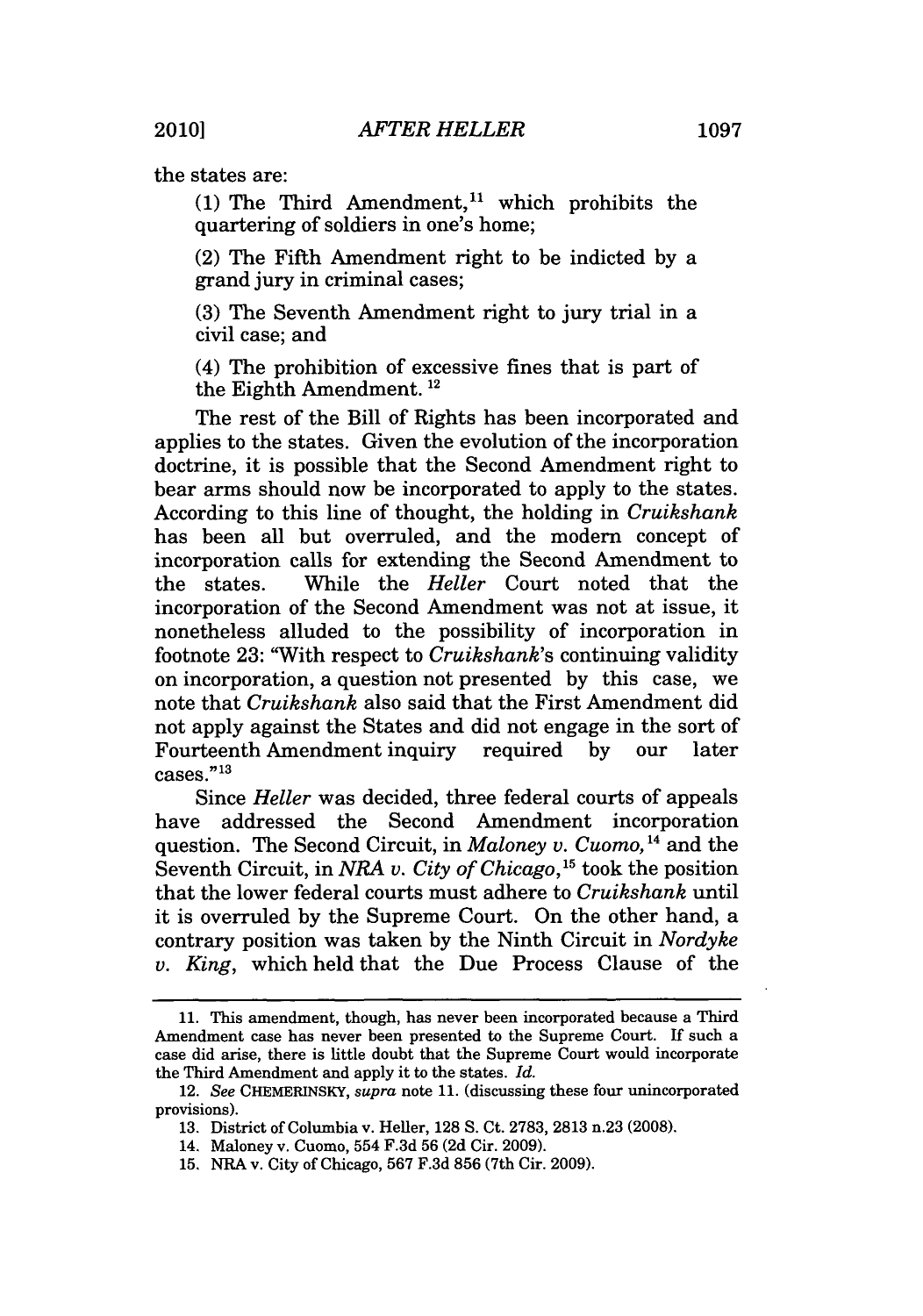the states are:

(1) The Third Amendment,[11] which prohibits the quartering of soldiers in one's home;

(2) The Fifth Amendment right to be indicted by a grand jury in criminal cases;

(3) The Seventh Amendment right to jury trial in a civil case; and

(4) The prohibition of excessive fines that is part of the Eighth Amendment.[12]

The rest of the Bill of Rights has been incorporated and applies to the states. Given the evolution of the incorporation doctrine, it is possible that the Second Amendment right to bear arms should now be incorporated to apply to the states. According to this line of thought, the holding in *Cruikshank* has been all but overruled, and the modern concept of incorporation calls for extending the Second Amendment to the states. While the *Heller* Court noted that the incorporation of the Second Amendment was not at issue, it nonetheless alluded to the possibility of incorporation in footnote 23: "With respect to *Cruikshank*'s continuing validity on incorporation, a question not presented by this case, we note that *Cruikshank* also said that the First Amendment did not apply against the States and did not engage in the sort of Fourteenth Amendment inquiry required by our later cases."[13]

Since *Heller* was decided, three federal courts of appeals have addressed the Second Amendment incorporation question. The Second Circuit, in *Maloney v. Cuomo,*[14] and the Seventh Circuit, in *NRA v. City of Chicago*,[15] took the position that the lower federal courts must adhere to *Cruikshank* until it is overruled by the Supreme Court. On the other hand, a contrary position was taken by the Ninth Circuit in *Nordyke v. King*, which held that the Due Process Clause of the

---

11. This amendment, though, has never been incorporated because a Third Amendment case has never been presented to the Supreme Court. If such a case did arise, there is little doubt that the Supreme Court would incorporate the Third Amendment and apply it to the states. *Id.*

12. *See* CHEMERINSKY, *supra* note 11. (discussing these four unincorporated provisions).

13. District of Columbia v. Heller, 128 S. Ct. 2783, 2813 n.23 (2008).

14. Maloney v. Cuomo, 554 F.3d 56 (2d Cir. 2009).

15. NRA v. City of Chicago, 567 F.3d 856 (7th Cir. 2009).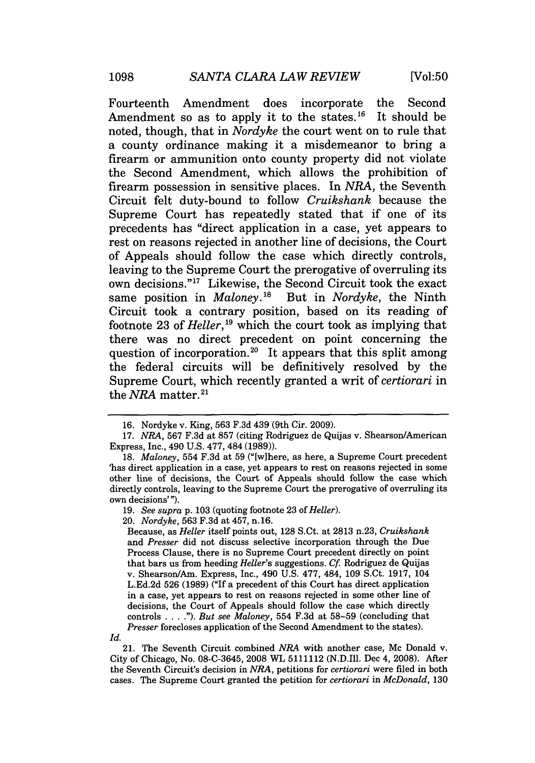Fourteenth Amendment does incorporate the Second Amendment so as to apply it to the states.[16] It should be noted, though, that in *Nordyke* the court went on to rule that a county ordinance making it a misdemeanor to bring a firearm or ammunition onto county property did not violate the Second Amendment, which allows the prohibition of firearm possession in sensitive places. In *NRA*, the Seventh Circuit felt duty-bound to follow *Cruikshank* because the Supreme Court has repeatedly stated that if one of its precedents has "direct application in a case, yet appears to rest on reasons rejected in another line of decisions, the Court of Appeals should follow the case which directly controls, leaving to the Supreme Court the prerogative of overruling its own decisions."[17] Likewise, the Second Circuit took the exact same position in *Maloney*.[18] But in *Nordyke*, the Ninth Circuit took a contrary position, based on its reading of footnote 23 of *Heller*,[19] which the court took as implying that there was no direct precedent on point concerning the question of incorporation.[20] It appears that this split among the federal circuits will be definitively resolved by the Supreme Court, which recently granted a writ of *certiorari* in the *NRA* matter.[21]

---

16. Nordyke v. King, 563 F.3d 439 (9th Cir. 2009).

17. *NRA*, 567 F.3d at 857 (citing Rodriguez de Quijas v. Shearson/American Express, Inc., 490 U.S. 477, 484 (1989)).

18. *Maloney*, 554 F.3d at 59 ("[w]here, as here, a Supreme Court precedent 'has direct application in a case, yet appears to rest on reasons rejected in some other line of decisions, the Court of Appeals should follow the case which directly controls, leaving to the Supreme Court the prerogative of overruling its own decisions'").

19. *See supra* p. 103 (quoting footnote 23 of *Heller*).

20. *Nordyke*, 563 F.3d at 457, n.16.

> Because, as *Heller* itself points out, 128 S.Ct. at 2813 n.23, *Cruikshank* and *Presser* did not discuss selective incorporation through the Due Process Clause, there is no Supreme Court precedent directly on point that bars us from heeding *Heller*'s suggestions. *Cf.* Rodriguez de Quijas v. Shearson/Am. Express, Inc., 490 U.S. 477, 484, 109 S.Ct. 1917, 104 L.Ed.2d 526 (1989) ("If a precedent of this Court has direct application in a case, yet appears to rest on reasons rejected in some other line of decisions, the Court of Appeals should follow the case which directly controls . . . ."). *But see Maloney*, 554 F.3d at 58–59 (concluding that *Presser* forecloses application of the Second Amendment to the states).

*Id.*

21. The Seventh Circuit combined *NRA* with another case, Mc Donald v. City of Chicago, No. 08-C-3645, 2008 WL 5111112 (N.D.Ill. Dec 4, 2008). After the Seventh Circuit's decision in *NRA*, petitions for *certiorari* were filed in both cases. The Supreme Court granted the petition for *certiorari* in *McDonald*, 130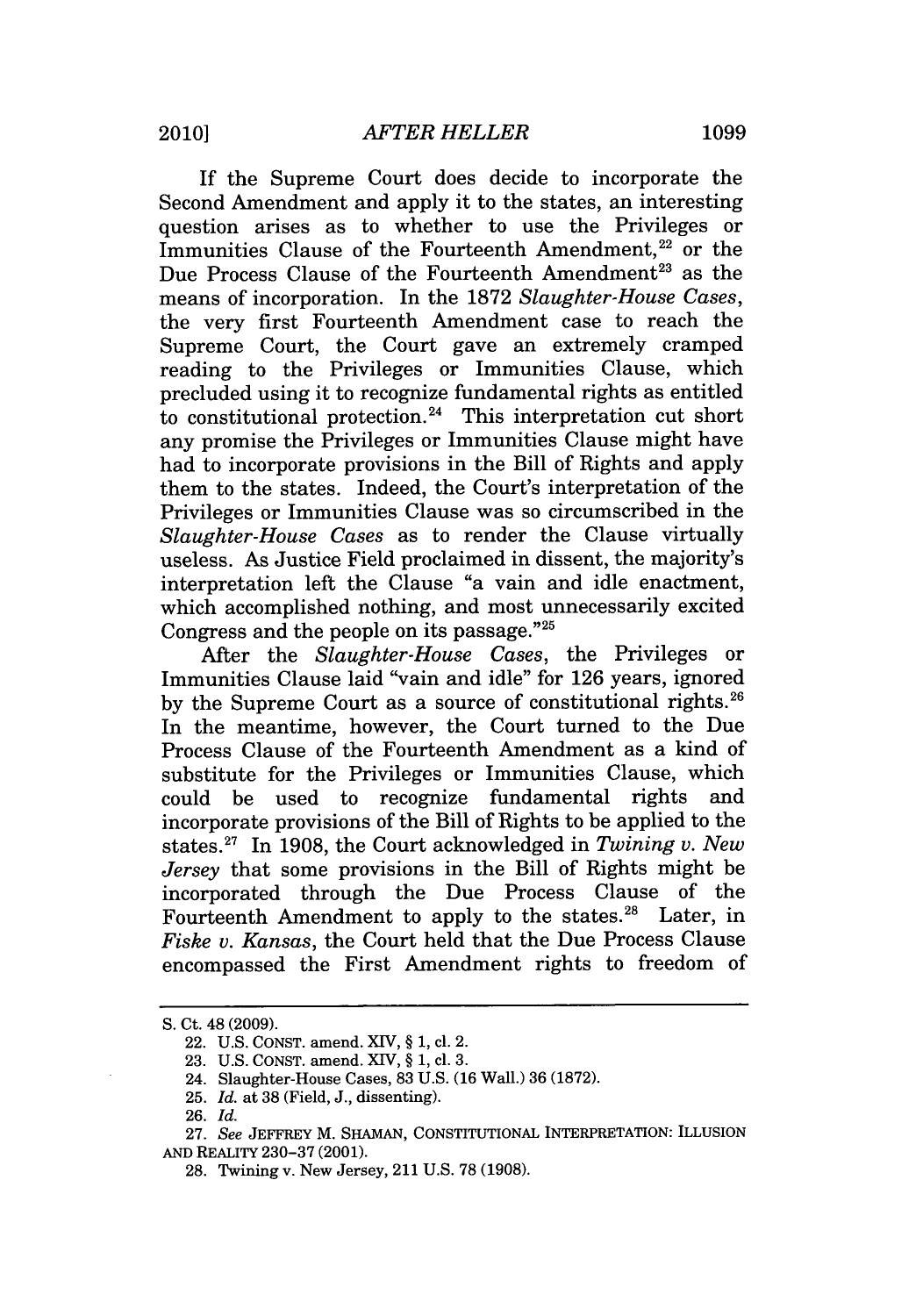If the Supreme Court does decide to incorporate the Second Amendment and apply it to the states, an interesting question arises as to whether to use the Privileges or Immunities Clause of the Fourteenth Amendment,[22] or the Due Process Clause of the Fourteenth Amendment[23] as the means of incorporation. In the 1872 *Slaughter-House Cases*, the very first Fourteenth Amendment case to reach the Supreme Court, the Court gave an extremely cramped reading to the Privileges or Immunities Clause, which precluded using it to recognize fundamental rights as entitled to constitutional protection.[24] This interpretation cut short any promise the Privileges or Immunities Clause might have had to incorporate provisions in the Bill of Rights and apply them to the states. Indeed, the Court's interpretation of the Privileges or Immunities Clause was so circumscribed in the *Slaughter-House Cases* as to render the Clause virtually useless. As Justice Field proclaimed in dissent, the majority's interpretation left the Clause "a vain and idle enactment, which accomplished nothing, and most unnecessarily excited Congress and the people on its passage."[25]

After the *Slaughter-House Cases*, the Privileges or Immunities Clause laid "vain and idle" for 126 years, ignored by the Supreme Court as a source of constitutional rights.[26] In the meantime, however, the Court turned to the Due Process Clause of the Fourteenth Amendment as a kind of substitute for the Privileges or Immunities Clause, which could be used to recognize fundamental rights and incorporate provisions of the Bill of Rights to be applied to the states.[27] In 1908, the Court acknowledged in *Twining v. New Jersey* that some provisions in the Bill of Rights might be incorporated through the Due Process Clause of the Fourteenth Amendment to apply to the states.[28] Later, in *Fiske v. Kansas*, the Court held that the Due Process Clause encompassed the First Amendment rights to freedom of

---

S. Ct. 48 (2009).

22. U.S. CONST. amend. XIV, § 1, cl. 2.

23. U.S. CONST. amend. XIV, § 1, cl. 3.

24. Slaughter-House Cases, 83 U.S. (16 Wall.) 36 (1872).

25. *Id.* at 38 (Field, J., dissenting).

26. *Id.*

27. *See* JEFFREY M. SHAMAN, CONSTITUTIONAL INTERPRETATION: ILLUSION AND REALITY 230–37 (2001).

28. Twining v. New Jersey, 211 U.S. 78 (1908).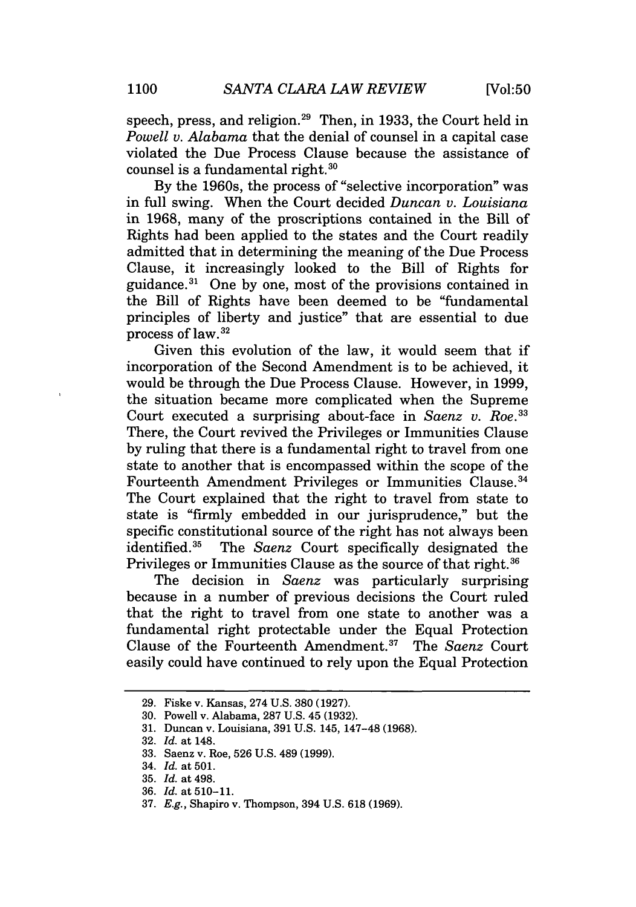speech, press, and religion.[29] Then, in 1933, the Court held in *Powell v. Alabama* that the denial of counsel in a capital case violated the Due Process Clause because the assistance of counsel is a fundamental right.[30]

By the 1960s, the process of "selective incorporation" was in full swing. When the Court decided *Duncan v. Louisiana* in 1968, many of the proscriptions contained in the Bill of Rights had been applied to the states and the Court readily admitted that in determining the meaning of the Due Process Clause, it increasingly looked to the Bill of Rights for guidance.[31] One by one, most of the provisions contained in the Bill of Rights have been deemed to be "fundamental principles of liberty and justice" that are essential to due process of law.[32]

Given this evolution of the law, it would seem that if incorporation of the Second Amendment is to be achieved, it would be through the Due Process Clause. However, in 1999, the situation became more complicated when the Supreme Court executed a surprising about-face in *Saenz v. Roe*.[33] There, the Court revived the Privileges or Immunities Clause by ruling that there is a fundamental right to travel from one state to another that is encompassed within the scope of the Fourteenth Amendment Privileges or Immunities Clause.[34] The Court explained that the right to travel from state to state is "firmly embedded in our jurisprudence," but the specific constitutional source of the right has not always been identified.[35] The *Saenz* Court specifically designated the Privileges or Immunities Clause as the source of that right.[36]

The decision in *Saenz* was particularly surprising because in a number of previous decisions the Court ruled that the right to travel from one state to another was a fundamental right protectable under the Equal Protection Clause of the Fourteenth Amendment.[37] The *Saenz* Court easily could have continued to rely upon the Equal Protection

---

29. Fiske v. Kansas, 274 U.S. 380 (1927).
30. Powell v. Alabama, 287 U.S. 45 (1932).
31. Duncan v. Louisiana, 391 U.S. 145, 147–48 (1968).
32. *Id.* at 148.
33. Saenz v. Roe, 526 U.S. 489 (1999).
34. *Id.* at 501.
35. *Id.* at 498.
36. *Id.* at 510–11.
37. *E.g.*, Shapiro v. Thompson, 394 U.S. 618 (1969).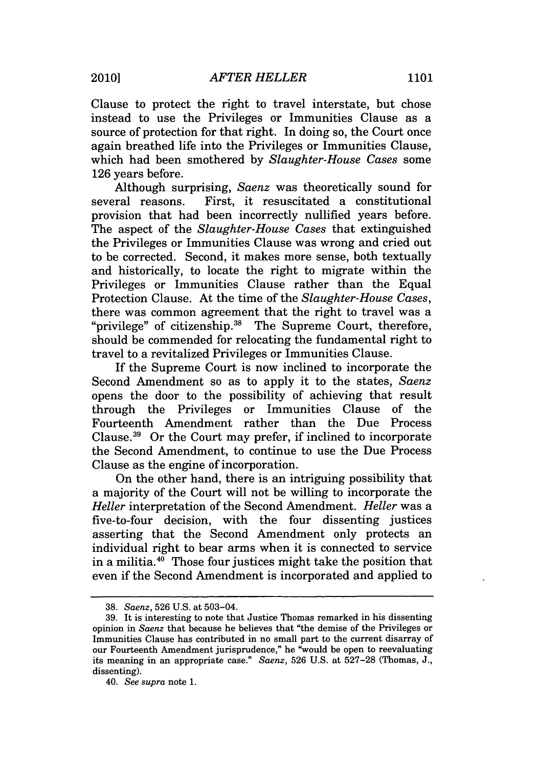Clause to protect the right to travel interstate, but chose instead to use the Privileges or Immunities Clause as a source of protection for that right. In doing so, the Court once again breathed life into the Privileges or Immunities Clause, which had been smothered by *Slaughter-House Cases* some 126 years before.

Although surprising, *Saenz* was theoretically sound for several reasons. First, it resuscitated a constitutional provision that had been incorrectly nullified years before. The aspect of the *Slaughter-House Cases* that extinguished the Privileges or Immunities Clause was wrong and cried out to be corrected. Second, it makes more sense, both textually and historically, to locate the right to migrate within the Privileges or Immunities Clause rather than the Equal Protection Clause. At the time of the *Slaughter-House Cases*, there was common agreement that the right to travel was a "privilege" of citizenship.[38] The Supreme Court, therefore, should be commended for relocating the fundamental right to travel to a revitalized Privileges or Immunities Clause.

If the Supreme Court is now inclined to incorporate the Second Amendment so as to apply it to the states, *Saenz* opens the door to the possibility of achieving that result through the Privileges or Immunities Clause of the Fourteenth Amendment rather than the Due Process Clause.[39] Or the Court may prefer, if inclined to incorporate the Second Amendment, to continue to use the Due Process Clause as the engine of incorporation.

On the other hand, there is an intriguing possibility that a majority of the Court will not be willing to incorporate the *Heller* interpretation of the Second Amendment. *Heller* was a five-to-four decision, with the four dissenting justices asserting that the Second Amendment only protects an individual right to bear arms when it is connected to service in a militia.[40] Those four justices might take the position that even if the Second Amendment is incorporated and applied to

---

38. *Saenz*, 526 U.S. at 503–04.

39. It is interesting to note that Justice Thomas remarked in his dissenting opinion in *Saenz* that because he believes that "the demise of the Privileges or Immunities Clause has contributed in no small part to the current disarray of our Fourteenth Amendment jurisprudence," he "would be open to reevaluating its meaning in an appropriate case." *Saenz*, 526 U.S. at 527–28 (Thomas, J., dissenting).

40. *See supra* note 1.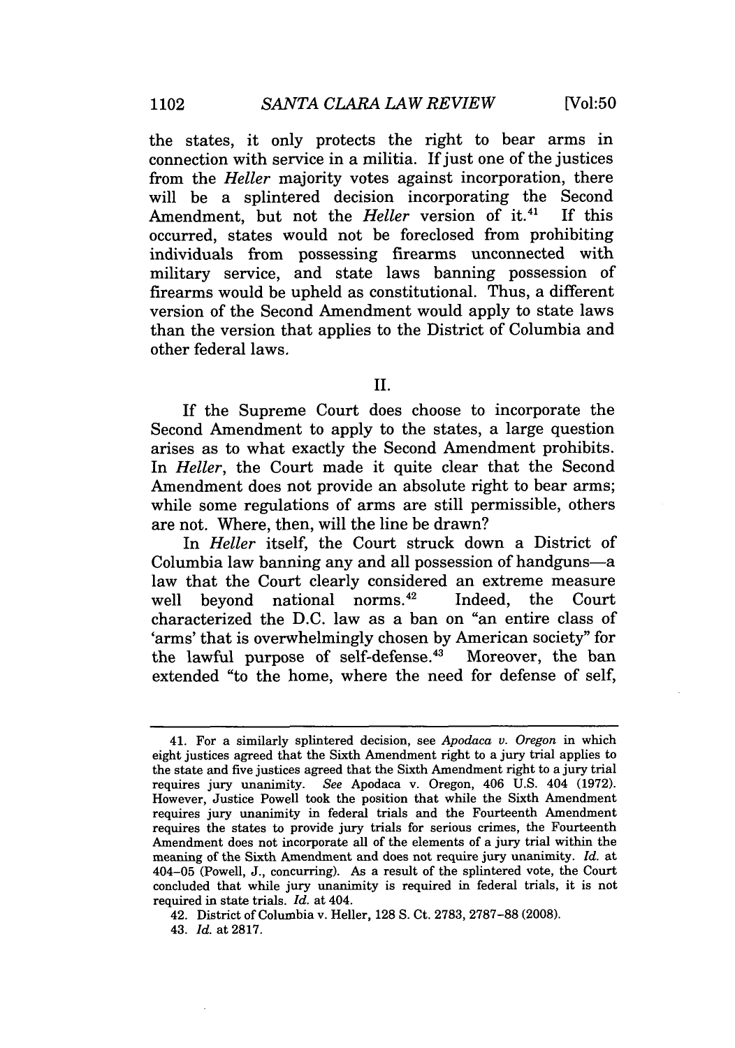the states, it only protects the right to bear arms in connection with service in a militia. If just one of the justices from the *Heller* majority votes against incorporation, there will be a splintered decision incorporating the Second Amendment, but not the *Heller* version of it.[41] If this occurred, states would not be foreclosed from prohibiting individuals from possessing firearms unconnected with military service, and state laws banning possession of firearms would be upheld as constitutional. Thus, a different version of the Second Amendment would apply to state laws than the version that applies to the District of Columbia and other federal laws.

## II.

If the Supreme Court does choose to incorporate the Second Amendment to apply to the states, a large question arises as to what exactly the Second Amendment prohibits. In *Heller*, the Court made it quite clear that the Second Amendment does not provide an absolute right to bear arms; while some regulations of arms are still permissible, others are not. Where, then, will the line be drawn?

In *Heller* itself, the Court struck down a District of Columbia law banning any and all possession of handguns—a law that the Court clearly considered an extreme measure well beyond national norms.[42] Indeed, the Court characterized the D.C. law as a ban on "an entire class of 'arms' that is overwhelmingly chosen by American society" for the lawful purpose of self-defense.[43] Moreover, the ban extended "to the home, where the need for defense of self,

---

41. For a similarly splintered decision, see *Apodaca v. Oregon* in which eight justices agreed that the Sixth Amendment right to a jury trial applies to the state and five justices agreed that the Sixth Amendment right to a jury trial requires jury unanimity. *See* Apodaca v. Oregon, 406 U.S. 404 (1972). However, Justice Powell took the position that while the Sixth Amendment requires jury unanimity in federal trials and the Fourteenth Amendment requires the states to provide jury trials for serious crimes, the Fourteenth Amendment does not incorporate all of the elements of a jury trial within the meaning of the Sixth Amendment and does not require jury unanimity. *Id.* at 404–05 (Powell, J., concurring). As a result of the splintered vote, the Court concluded that while jury unanimity is required in federal trials, it is not required in state trials. *Id.* at 404.

42. District of Columbia v. Heller, 128 S. Ct. 2783, 2787–88 (2008).

43. *Id.* at 2817.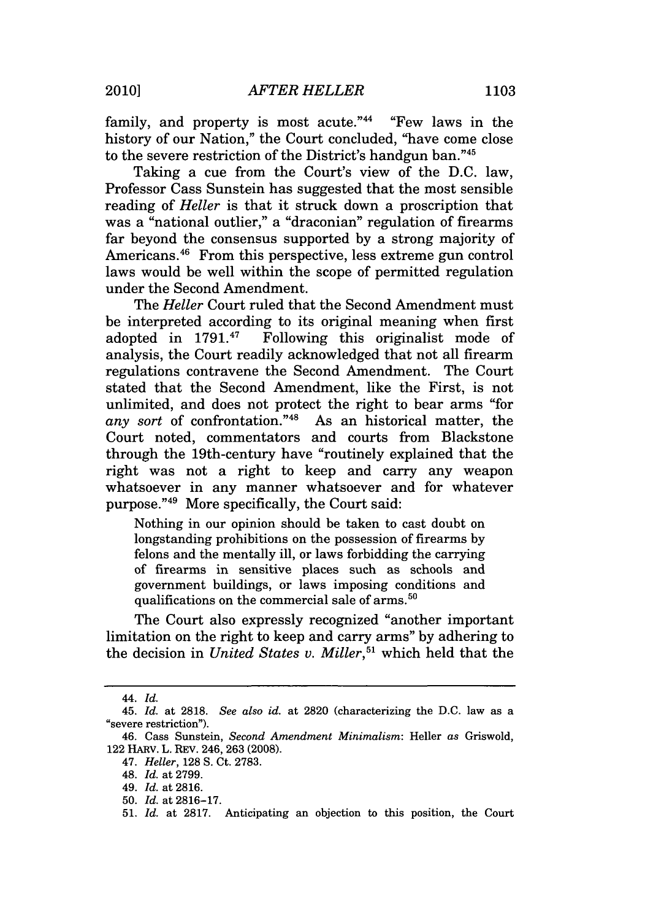family, and property is most acute."[44] "Few laws in the history of our Nation," the Court concluded, "have come close to the severe restriction of the District's handgun ban."[45]

Taking a cue from the Court's view of the D.C. law, Professor Cass Sunstein has suggested that the most sensible reading of *Heller* is that it struck down a proscription that was a "national outlier," a "draconian" regulation of firearms far beyond the consensus supported by a strong majority of Americans.[46] From this perspective, less extreme gun control laws would be well within the scope of permitted regulation under the Second Amendment.

The *Heller* Court ruled that the Second Amendment must be interpreted according to its original meaning when first adopted in 1791.[47] Following this originalist mode of analysis, the Court readily acknowledged that not all firearm regulations contravene the Second Amendment. The Court stated that the Second Amendment, like the First, is not unlimited, and does not protect the right to bear arms "for *any sort* of confrontation."[48] As an historical matter, the Court noted, commentators and courts from Blackstone through the 19th-century have "routinely explained that the right was not a right to keep and carry any weapon whatsoever in any manner whatsoever and for whatever purpose."[49] More specifically, the Court said:

> Nothing in our opinion should be taken to cast doubt on longstanding prohibitions on the possession of firearms by felons and the mentally ill, or laws forbidding the carrying of firearms in sensitive places such as schools and government buildings, or laws imposing conditions and qualifications on the commercial sale of arms.[50]

The Court also expressly recognized "another important limitation on the right to keep and carry arms" by adhering to the decision in *United States v. Miller*,[51] which held that the

---

44. *Id.*

45. *Id.* at 2818. *See also id.* at 2820 (characterizing the D.C. law as a "severe restriction").

46. Cass Sunstein, *Second Amendment Minimalism:* Heller *as* Griswold, 122 HARV. L. REV. 246, 263 (2008).

47. *Heller*, 128 S. Ct. 2783.

48. *Id.* at 2799.

49. *Id.* at 2816.

50. *Id.* at 2816–17.

51. *Id.* at 2817. Anticipating an objection to this position, the Court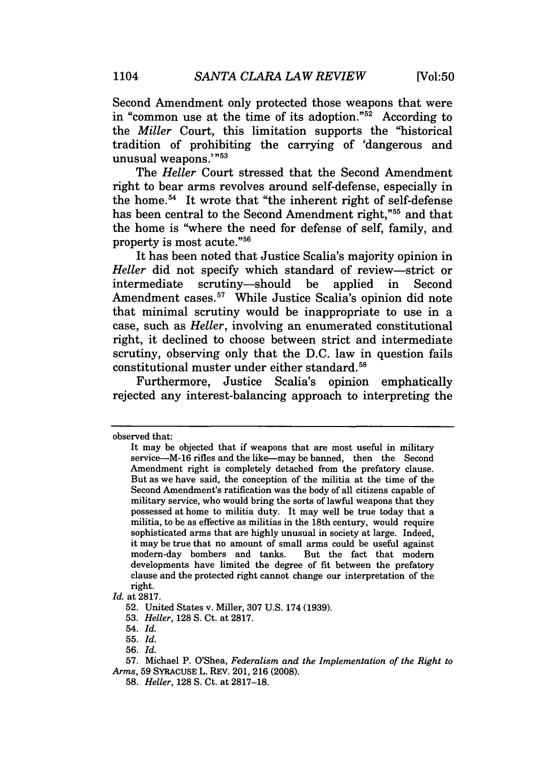Second Amendment only protected those weapons that were in "common use at the time of its adoption."[52] According to the *Miller* Court, this limitation supports the "historical tradition of prohibiting the carrying of 'dangerous and unusual weapons.'"[53]

The *Heller* Court stressed that the Second Amendment right to bear arms revolves around self-defense, especially in the home.[54] It wrote that "the inherent right of self-defense has been central to the Second Amendment right,"[55] and that the home is "where the need for defense of self, family, and property is most acute."[56]

It has been noted that Justice Scalia's majority opinion in *Heller* did not specify which standard of review—strict or intermediate scrutiny—should be applied in Second Amendment cases.[57] While Justice Scalia's opinion did note that minimal scrutiny would be inappropriate to use in a case, such as *Heller*, involving an enumerated constitutional right, it declined to choose between strict and intermediate scrutiny, observing only that the D.C. law in question fails constitutional muster under either standard.[58]

Furthermore, Justice Scalia's opinion emphatically rejected any interest-balancing approach to interpreting the

---

observed that:

> It may be objected that if weapons that are most useful in military service—M-16 rifles and the like—may be banned, then the Second Amendment right is completely detached from the prefatory clause. But as we have said, the conception of the militia at the time of the Second Amendment's ratification was the body of all citizens capable of military service, who would bring the sorts of lawful weapons that they possessed at home to militia duty. It may well be true today that a militia, to be as effective as militias in the 18th century, would require sophisticated arms that are highly unusual in society at large. Indeed, it may be true that no amount of small arms could be useful against modern-day bombers and tanks. But the fact that modern developments have limited the degree of fit between the prefatory clause and the protected right cannot change our interpretation of the right.

*Id.* at 2817.

52. United States v. Miller, 307 U.S. 174 (1939).

53. *Heller*, 128 S. Ct. at 2817.

54. *Id.*

55. *Id.*

56. *Id.*

57. Michael P. O'Shea, *Federalism and the Implementation of the Right to Arms*, 59 SYRACUSE L. REV. 201, 216 (2008).

58. *Heller*, 128 S. Ct. at 2817–18.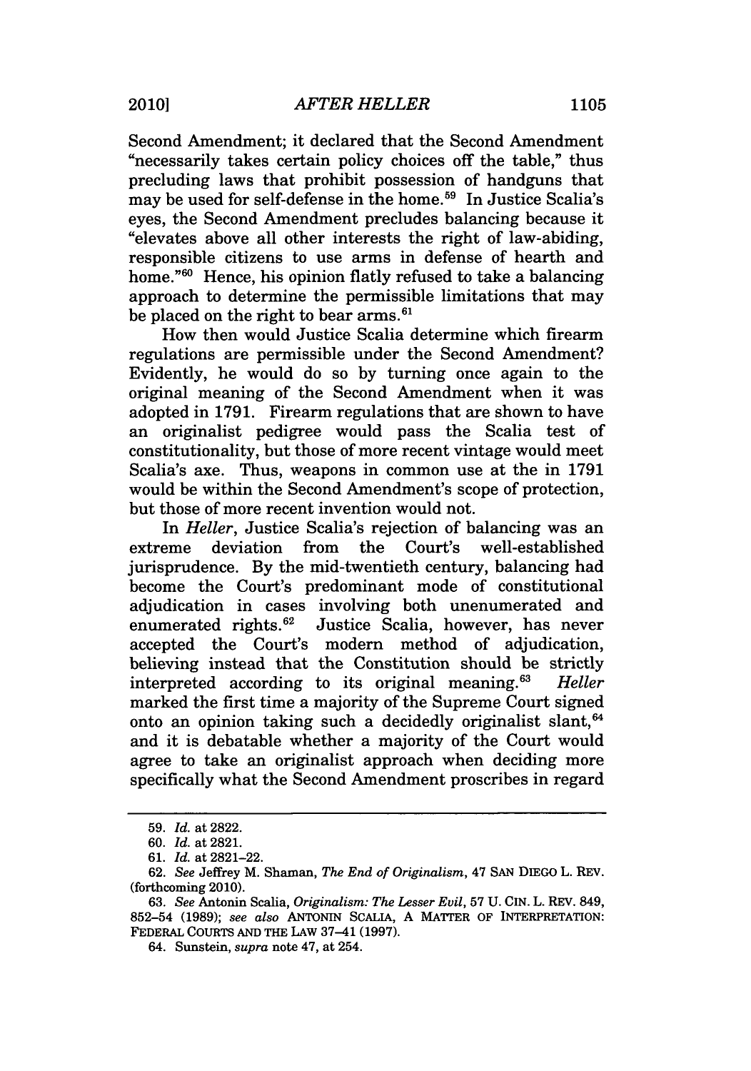Second Amendment; it declared that the Second Amendment "necessarily takes certain policy choices off the table," thus precluding laws that prohibit possession of handguns that may be used for self-defense in the home.[59] In Justice Scalia's eyes, the Second Amendment precludes balancing because it "elevates above all other interests the right of law-abiding, responsible citizens to use arms in defense of hearth and home."[60] Hence, his opinion flatly refused to take a balancing approach to determine the permissible limitations that may be placed on the right to bear arms.[61]

How then would Justice Scalia determine which firearm regulations are permissible under the Second Amendment? Evidently, he would do so by turning once again to the original meaning of the Second Amendment when it was adopted in 1791. Firearm regulations that are shown to have an originalist pedigree would pass the Scalia test of constitutionality, but those of more recent vintage would meet Scalia's axe. Thus, weapons in common use at the in 1791 would be within the Second Amendment's scope of protection, but those of more recent invention would not.

In *Heller*, Justice Scalia's rejection of balancing was an extreme deviation from the Court's well-established jurisprudence. By the mid-twentieth century, balancing had become the Court's predominant mode of constitutional adjudication in cases involving both unenumerated and enumerated rights.[62] Justice Scalia, however, has never accepted the Court's modern method of adjudication, believing instead that the Constitution should be strictly interpreted according to its original meaning.[63] *Heller* marked the first time a majority of the Supreme Court signed onto an opinion taking such a decidedly originalist slant,[64] and it is debatable whether a majority of the Court would agree to take an originalist approach when deciding more specifically what the Second Amendment proscribes in regard

---

59. *Id.* at 2822.

60. *Id.* at 2821.

61. *Id.* at 2821–22.

62. *See* Jeffrey M. Shaman, *The End of Originalism*, 47 SAN DIEGO L. REV. (forthcoming 2010).

63. *See* Antonin Scalia, *Originalism: The Lesser Evil*, 57 U. CIN. L. REV. 849, 852–54 (1989); *see also* ANTONIN SCALIA, A MATTER OF INTERPRETATION: FEDERAL COURTS AND THE LAW 37–41 (1997).

64. Sunstein, *supra* note 47, at 254.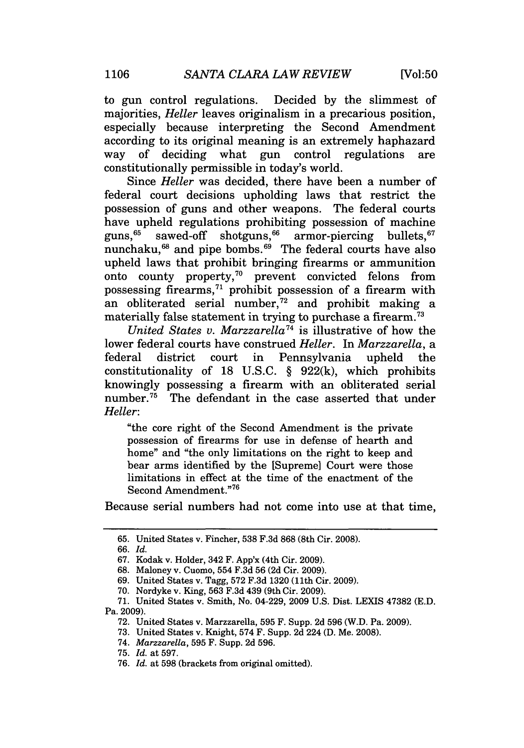to gun control regulations. Decided by the slimmest of majorities, *Heller* leaves originalism in a precarious position, especially because interpreting the Second Amendment according to its original meaning is an extremely haphazard way of deciding what gun control regulations are constitutionally permissible in today's world.

Since *Heller* was decided, there have been a number of federal court decisions upholding laws that restrict the possession of guns and other weapons. The federal courts have upheld regulations prohibiting possession of machine guns,[65] sawed-off shotguns,[66] armor-piercing bullets,[67] nunchaku,[68] and pipe bombs.[69] The federal courts have also upheld laws that prohibit bringing firearms or ammunition onto county property,[70] prevent convicted felons from possessing firearms,[71] prohibit possession of a firearm with an obliterated serial number,[72] and prohibit making a materially false statement in trying to purchase a firearm.[73]

*United States v. Marzzarella*[74] is illustrative of how the lower federal courts have construed *Heller*. In *Marzzarella*, a federal district court in Pennsylvania upheld the constitutionality of 18 U.S.C. § 922(k), which prohibits knowingly possessing a firearm with an obliterated serial number.[75] The defendant in the case asserted that under *Heller*:

> "the core right of the Second Amendment is the private possession of firearms for use in defense of hearth and home" and "the only limitations on the right to keep and bear arms identified by the [Supreme] Court were those limitations in effect at the time of the enactment of the Second Amendment."[76]

Because serial numbers had not come into use at that time,

---

65. United States v. Fincher, 538 F.3d 868 (8th Cir. 2008).

66. *Id.*

67. Kodak v. Holder, 342 F. App'x (4th Cir. 2009).

68. Maloney v. Cuomo, 554 F.3d 56 (2d Cir. 2009).

69. United States v. Tagg, 572 F.3d 1320 (11th Cir. 2009).

70. Nordyke v. King, 563 F.3d 439 (9th Cir. 2009).

71. United States v. Smith, No. 04-229, 2009 U.S. Dist. LEXIS 47382 (E.D. Pa. 2009).

72. United States v. Marzzarella, 595 F. Supp. 2d 596 (W.D. Pa. 2009).

73. United States v. Knight, 574 F. Supp. 2d 224 (D. Me. 2008).

74. *Marzzarella*, 595 F. Supp. 2d 596.

75. *Id.* at 597.

76. *Id.* at 598 (brackets from original omitted).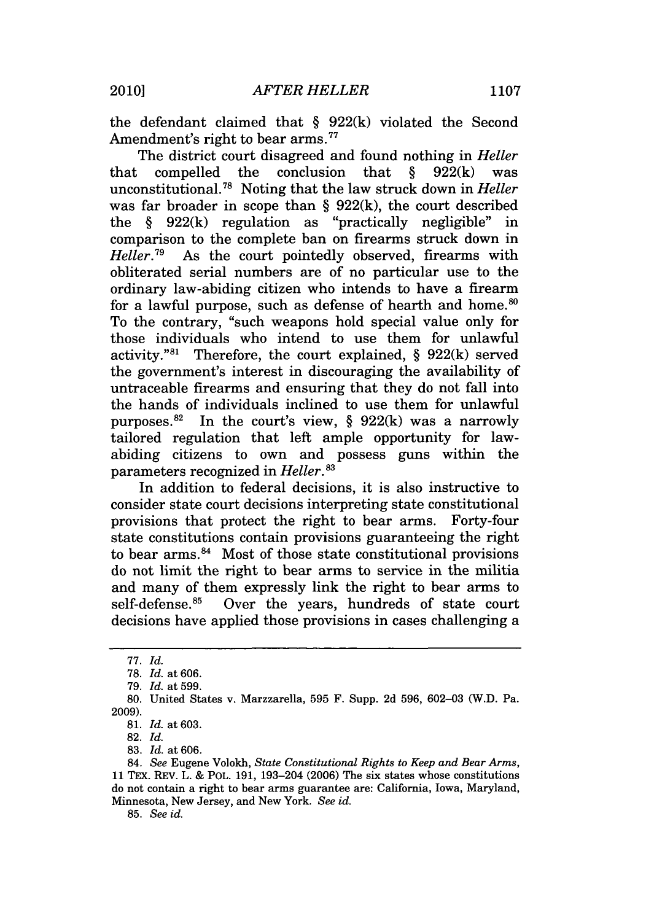the defendant claimed that § 922(k) violated the Second Amendment's right to bear arms.[77]

The district court disagreed and found nothing in *Heller* that compelled the conclusion that § 922(k) was unconstitutional.[78] Noting that the law struck down in *Heller* was far broader in scope than § 922(k), the court described the § 922(k) regulation as "practically negligible" in comparison to the complete ban on firearms struck down in *Heller*.[79] As the court pointedly observed, firearms with obliterated serial numbers are of no particular use to the ordinary law-abiding citizen who intends to have a firearm for a lawful purpose, such as defense of hearth and home.[80] To the contrary, "such weapons hold special value only for those individuals who intend to use them for unlawful activity."[81] Therefore, the court explained, § 922(k) served the government's interest in discouraging the availability of untraceable firearms and ensuring that they do not fall into the hands of individuals inclined to use them for unlawful purposes.[82] In the court's view, § 922(k) was a narrowly tailored regulation that left ample opportunity for law-abiding citizens to own and possess guns within the parameters recognized in *Heller*.[83]

In addition to federal decisions, it is also instructive to consider state court decisions interpreting state constitutional provisions that protect the right to bear arms. Forty-four state constitutions contain provisions guaranteeing the right to bear arms.[84] Most of those state constitutional provisions do not limit the right to bear arms to service in the militia and many of them expressly link the right to bear arms to self-defense.[85] Over the years, hundreds of state court decisions have applied those provisions in cases challenging a

---

77. *Id.*

78. *Id.* at 606.

79. *Id.* at 599.

80. United States v. Marzzarella, 595 F. Supp. 2d 596, 602–03 (W.D. Pa. 2009).

81. *Id.* at 603.

82. *Id.*

83. *Id.* at 606.

84. *See* Eugene Volokh, *State Constitutional Rights to Keep and Bear Arms*, 11 TEX. REV. L. & POL. 191, 193–204 (2006) The six states whose constitutions do not contain a right to bear arms guarantee are: California, Iowa, Maryland, Minnesota, New Jersey, and New York. *See id.*

85. *See id.*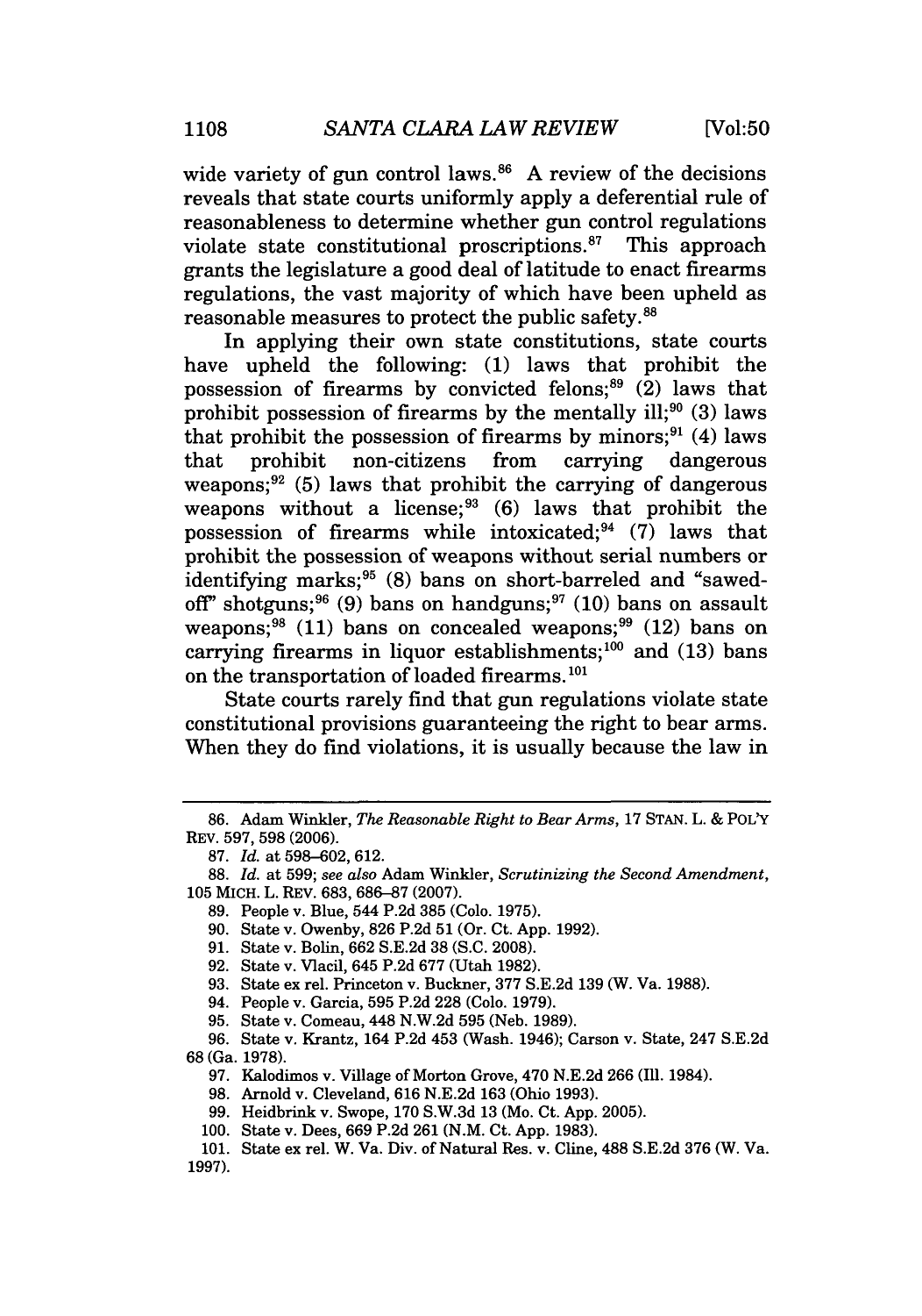wide variety of gun control laws.[86] A review of the decisions reveals that state courts uniformly apply a deferential rule of reasonableness to determine whether gun control regulations violate state constitutional proscriptions.[87] This approach grants the legislature a good deal of latitude to enact firearms regulations, the vast majority of which have been upheld as reasonable measures to protect the public safety.[88]

In applying their own state constitutions, state courts have upheld the following: (1) laws that prohibit the possession of firearms by convicted felons;[89] (2) laws that prohibit possession of firearms by the mentally ill;[90] (3) laws that prohibit the possession of firearms by minors;[91] (4) laws that prohibit non-citizens from carrying dangerous weapons;[92] (5) laws that prohibit the carrying of dangerous weapons without a license;[93] (6) laws that prohibit the possession of firearms while intoxicated;[94] (7) laws that prohibit the possession of weapons without serial numbers or identifying marks;[95] (8) bans on short-barreled and "sawed-off" shotguns;[96] (9) bans on handguns;[97] (10) bans on assault weapons;[98] (11) bans on concealed weapons;[99] (12) bans on carrying firearms in liquor establishments;[100] and (13) bans on the transportation of loaded firearms.[101]

State courts rarely find that gun regulations violate state constitutional provisions guaranteeing the right to bear arms. When they do find violations, it is usually because the law in

---

86. Adam Winkler, *The Reasonable Right to Bear Arms*, 17 STAN. L. & POL'Y REV. 597, 598 (2006).

87. *Id.* at 598–602, 612.

88. *Id.* at 599; *see also* Adam Winkler, *Scrutinizing the Second Amendment*, 105 MICH. L. REV. 683, 686–87 (2007).

89. People v. Blue, 544 P.2d 385 (Colo. 1975).

90. State v. Owenby, 826 P.2d 51 (Or. Ct. App. 1992).

91. State v. Bolin, 662 S.E.2d 38 (S.C. 2008).

92. State v. Vlacil, 645 P.2d 677 (Utah 1982).

93. State ex rel. Princeton v. Buckner, 377 S.E.2d 139 (W. Va. 1988).

94. People v. Garcia, 595 P.2d 228 (Colo. 1979).

95. State v. Comeau, 448 N.W.2d 595 (Neb. 1989).

96. State v. Krantz, 164 P.2d 453 (Wash. 1946); Carson v. State, 247 S.E.2d 68 (Ga. 1978).

97. Kalodimos v. Village of Morton Grove, 470 N.E.2d 266 (Ill. 1984).

98. Arnold v. Cleveland, 616 N.E.2d 163 (Ohio 1993).

99. Heidbrink v. Swope, 170 S.W.3d 13 (Mo. Ct. App. 2005).

100. State v. Dees, 669 P.2d 261 (N.M. Ct. App. 1983).

101. State ex rel. W. Va. Div. of Natural Res. v. Cline, 488 S.E.2d 376 (W. Va. 1997).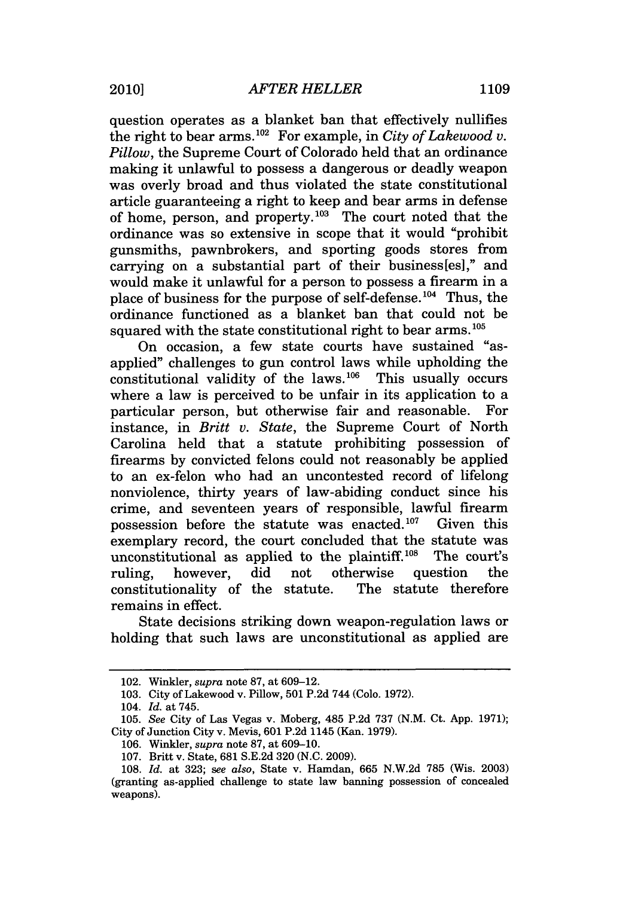question operates as a blanket ban that effectively nullifies the right to bear arms.[102] For example, in *City of Lakewood v. Pillow*, the Supreme Court of Colorado held that an ordinance making it unlawful to possess a dangerous or deadly weapon was overly broad and thus violated the state constitutional article guaranteeing a right to keep and bear arms in defense of home, person, and property.[103] The court noted that the ordinance was so extensive in scope that it would "prohibit gunsmiths, pawnbrokers, and sporting goods stores from carrying on a substantial part of their business[es]," and would make it unlawful for a person to possess a firearm in a place of business for the purpose of self-defense.[104] Thus, the ordinance functioned as a blanket ban that could not be squared with the state constitutional right to bear arms.[105]

On occasion, a few state courts have sustained "as-applied" challenges to gun control laws while upholding the constitutional validity of the laws.[106] This usually occurs where a law is perceived to be unfair in its application to a particular person, but otherwise fair and reasonable. For instance, in *Britt v. State*, the Supreme Court of North Carolina held that a statute prohibiting possession of firearms by convicted felons could not reasonably be applied to an ex-felon who had an uncontested record of lifelong nonviolence, thirty years of law-abiding conduct since his crime, and seventeen years of responsible, lawful firearm possession before the statute was enacted.[107] Given this exemplary record, the court concluded that the statute was unconstitutional as applied to the plaintiff.[108] The court's ruling, however, did not otherwise question the constitutionality of the statute. The statute therefore remains in effect.

State decisions striking down weapon-regulation laws or holding that such laws are unconstitutional as applied are

---

102. Winkler, *supra* note 87, at 609–12.

103. City of Lakewood v. Pillow, 501 P.2d 744 (Colo. 1972).

104. *Id.* at 745.

105. *See* City of Las Vegas v. Moberg, 485 P.2d 737 (N.M. Ct. App. 1971); City of Junction City v. Mevis, 601 P.2d 1145 (Kan. 1979).

106. Winkler, *supra* note 87, at 609–10.

107. Britt v. State, 681 S.E.2d 320 (N.C. 2009).

108. *Id.* at 323; *see also*, State v. Hamdan, 665 N.W.2d 785 (Wis. 2003) (granting as-applied challenge to state law banning possession of concealed weapons).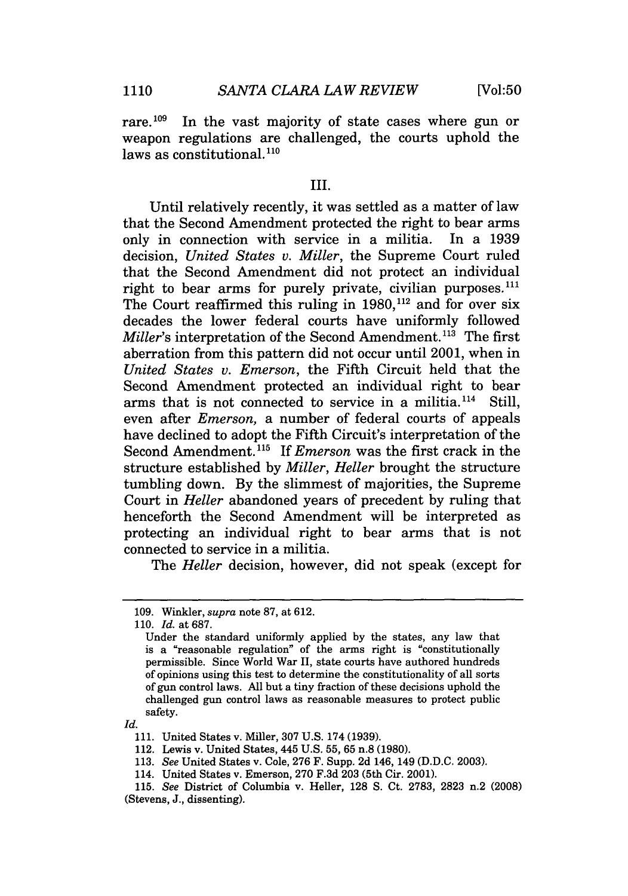rare.[109] In the vast majority of state cases where gun or weapon regulations are challenged, the courts uphold the laws as constitutional.[110]

## III.

Until relatively recently, it was settled as a matter of law that the Second Amendment protected the right to bear arms only in connection with service in a militia. In a 1939 decision, *United States v. Miller*, the Supreme Court ruled that the Second Amendment did not protect an individual right to bear arms for purely private, civilian purposes.[111] The Court reaffirmed this ruling in 1980,[112] and for over six decades the lower federal courts have uniformly followed *Miller*'s interpretation of the Second Amendment.[113] The first aberration from this pattern did not occur until 2001, when in *United States v. Emerson*, the Fifth Circuit held that the Second Amendment protected an individual right to bear arms that is not connected to service in a militia.[114] Still, even after *Emerson*, a number of federal courts of appeals have declined to adopt the Fifth Circuit's interpretation of the Second Amendment.[115] If *Emerson* was the first crack in the structure established by *Miller*, *Heller* brought the structure tumbling down. By the slimmest of majorities, the Supreme Court in *Heller* abandoned years of precedent by ruling that henceforth the Second Amendment will be interpreted as protecting an individual right to bear arms that is not connected to service in a militia.

The *Heller* decision, however, did not speak (except for

---

109. Winkler, *supra* note 87, at 612.

110. *Id.* at 687.

> Under the standard uniformly applied by the states, any law that is a "reasonable regulation" of the arms right is "constitutionally permissible. Since World War II, state courts have authored hundreds of opinions using this test to determine the constitutionality of all sorts of gun control laws. All but a tiny fraction of these decisions uphold the challenged gun control laws as reasonable measures to protect public safety.

*Id.*

111. United States v. Miller, 307 U.S. 174 (1939).

112. Lewis v. United States, 445 U.S. 55, 65 n.8 (1980).

113. *See* United States v. Cole, 276 F. Supp. 2d 146, 149 (D.D.C. 2003).

114. United States v. Emerson, 270 F.3d 203 (5th Cir. 2001).

115. *See* District of Columbia v. Heller, 128 S. Ct. 2783, 2823 n.2 (2008) (Stevens, J., dissenting).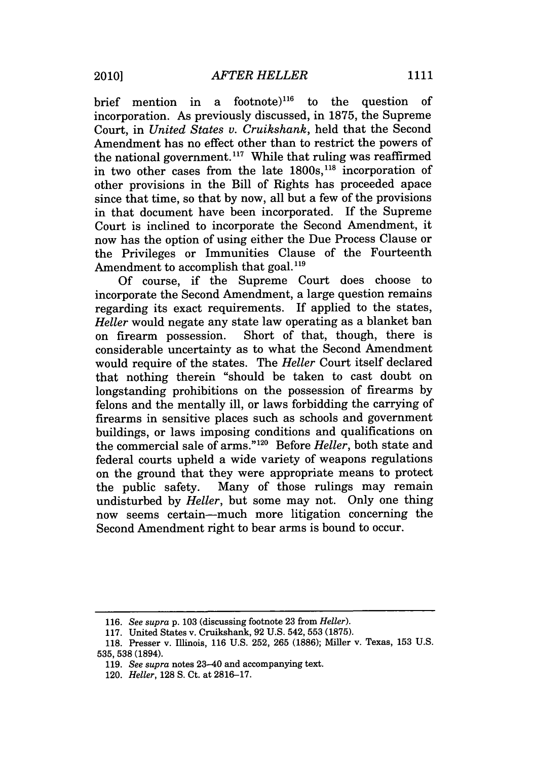brief mention in a footnote)[116] to the question of incorporation. As previously discussed, in 1875, the Supreme Court, in *United States v. Cruikshank*, held that the Second Amendment has no effect other than to restrict the powers of the national government.[117] While that ruling was reaffirmed in two other cases from the late 1800s,[118] incorporation of other provisions in the Bill of Rights has proceeded apace since that time, so that by now, all but a few of the provisions in that document have been incorporated. If the Supreme Court is inclined to incorporate the Second Amendment, it now has the option of using either the Due Process Clause or the Privileges or Immunities Clause of the Fourteenth Amendment to accomplish that goal.[119]

Of course, if the Supreme Court does choose to incorporate the Second Amendment, a large question remains regarding its exact requirements. If applied to the states, *Heller* would negate any state law operating as a blanket ban on firearm possession. Short of that, though, there is considerable uncertainty as to what the Second Amendment would require of the states. The *Heller* Court itself declared that nothing therein "should be taken to cast doubt on longstanding prohibitions on the possession of firearms by felons and the mentally ill, or laws forbidding the carrying of firearms in sensitive places such as schools and government buildings, or laws imposing conditions and qualifications on the commercial sale of arms."[120] Before *Heller*, both state and federal courts upheld a wide variety of weapons regulations on the ground that they were appropriate means to protect the public safety. Many of those rulings may remain undisturbed by *Heller*, but some may not. Only one thing now seems certain—much more litigation concerning the Second Amendment right to bear arms is bound to occur.

---

116. *See supra* p. 103 (discussing footnote 23 from *Heller*).

117. United States v. Cruikshank, 92 U.S. 542, 553 (1875).

118. Presser v. Illinois, 116 U.S. 252, 265 (1886); Miller v. Texas, 153 U.S. 535, 538 (1894).

119. *See supra* notes 23–40 and accompanying text.

120. *Heller*, 128 S. Ct. at 2816–17.